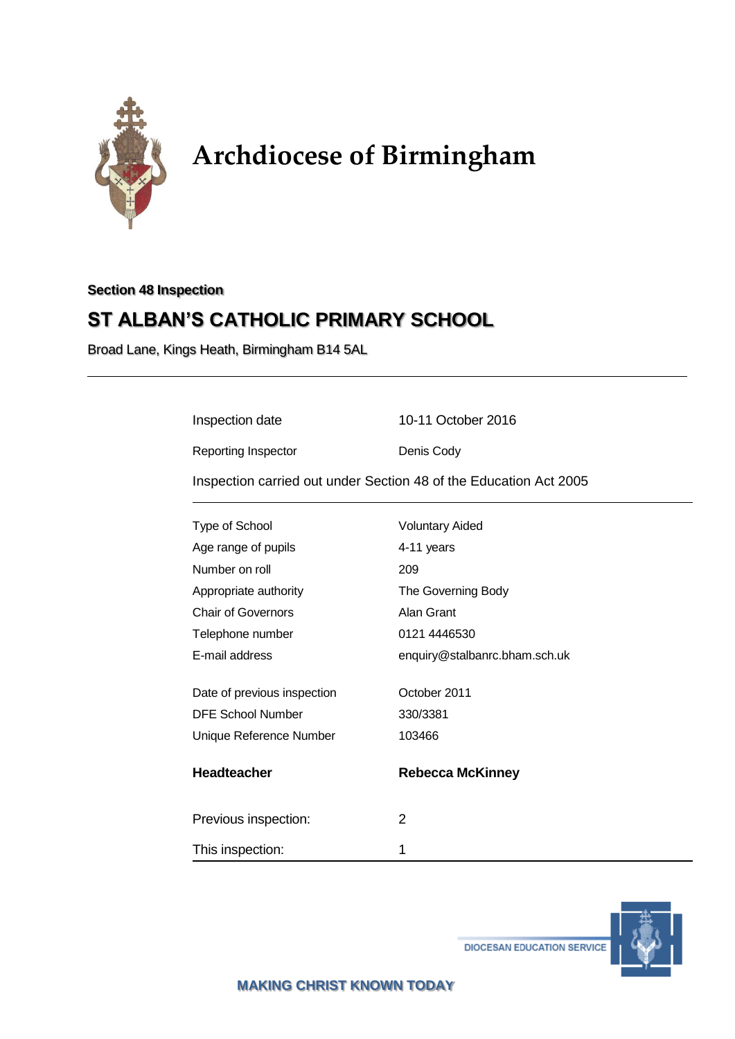# Archdiocese of Birmingham

**Section 48 Inspection**

## ST ALBAN'S CATHOLIC PRIMARY SCHOOL

Broad Lane, Kings Heath, Birmingham B14 5AL

---

| | |
|---|---|
| Inspection date | 10-11 October 2016 |
| Reporting Inspector | Denis Cody |

Inspection carried out under Section 48 of the Education Act 2005

---

| | |
|---|---|
| Type of School | Voluntary Aided |
| Age range of pupils | 4-11 years |
| Number on roll | 209 |
| Appropriate authority | The Governing Body |
| Chair of Governors | Alan Grant |
| Telephone number | 0121 4446530 |
| E-mail address | enquiry@stalbanrc.bham.sch.uk |
| | |
| Date of previous inspection | October 2011 |
| DFE School Number | 330/3381 |
| Unique Reference Number | 103466 |
| | |
| **Headteacher** | **Rebecca McKinney** |
| | |
| Previous inspection: | 2 |
| This inspection: | 1 |

DIOCESAN EDUCATION SERVICE

**MAKING CHRIST KNOWN TODAY**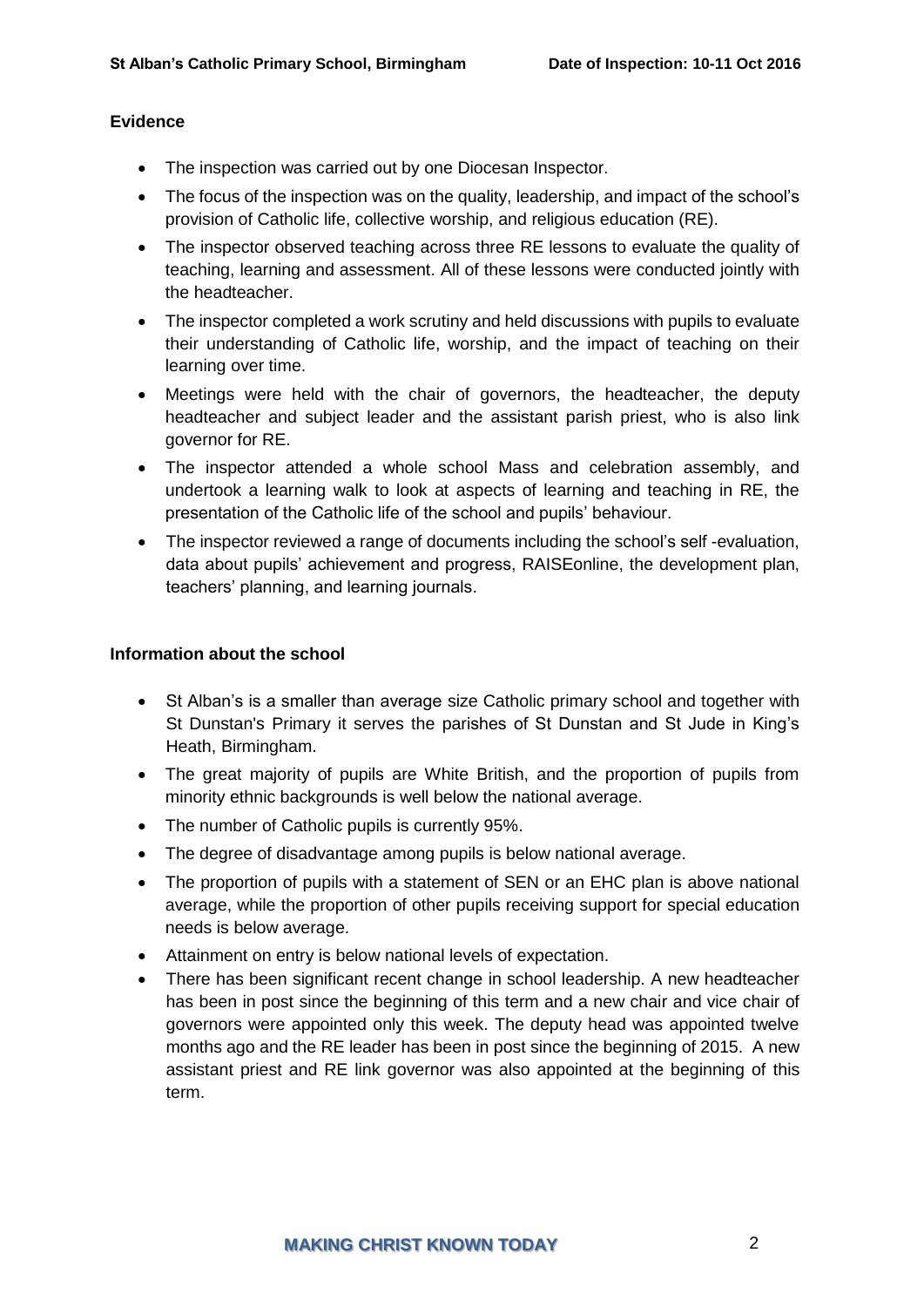## Evidence

- The inspection was carried out by one Diocesan Inspector.
- The focus of the inspection was on the quality, leadership, and impact of the school's provision of Catholic life, collective worship, and religious education (RE).
- The inspector observed teaching across three RE lessons to evaluate the quality of teaching, learning and assessment. All of these lessons were conducted jointly with the headteacher.
- The inspector completed a work scrutiny and held discussions with pupils to evaluate their understanding of Catholic life, worship, and the impact of teaching on their learning over time.
- Meetings were held with the chair of governors, the headteacher, the deputy headteacher and subject leader and the assistant parish priest, who is also link governor for RE.
- The inspector attended a whole school Mass and celebration assembly, and undertook a learning walk to look at aspects of learning and teaching in RE, the presentation of the Catholic life of the school and pupils' behaviour.
- The inspector reviewed a range of documents including the school's self -evaluation, data about pupils' achievement and progress, RAISEonline, the development plan, teachers' planning, and learning journals.

## Information about the school

- St Alban's is a smaller than average size Catholic primary school and together with St Dunstan's Primary it serves the parishes of St Dunstan and St Jude in King's Heath, Birmingham.
- The great majority of pupils are White British, and the proportion of pupils from minority ethnic backgrounds is well below the national average.
- The number of Catholic pupils is currently 95%.
- The degree of disadvantage among pupils is below national average.
- The proportion of pupils with a statement of SEN or an EHC plan is above national average, while the proportion of other pupils receiving support for special education needs is below average.
- Attainment on entry is below national levels of expectation.
- There has been significant recent change in school leadership. A new headteacher has been in post since the beginning of this term and a new chair and vice chair of governors were appointed only this week. The deputy head was appointed twelve months ago and the RE leader has been in post since the beginning of 2015. A new assistant priest and RE link governor was also appointed at the beginning of this term.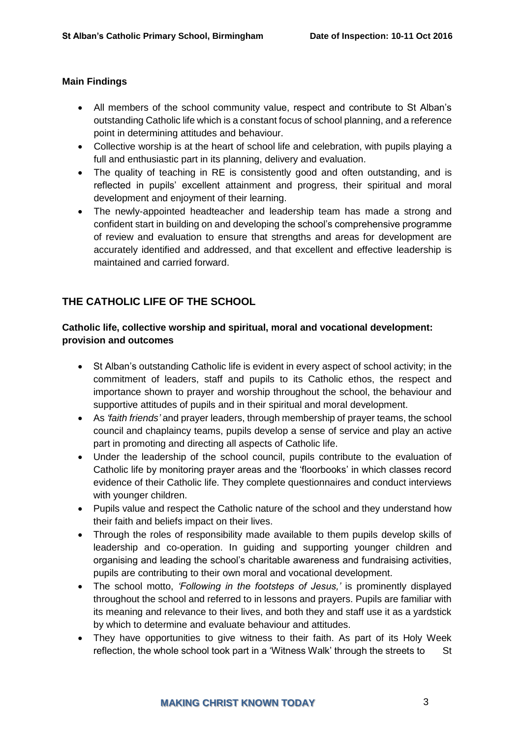### Main Findings

- All members of the school community value, respect and contribute to St Alban's outstanding Catholic life which is a constant focus of school planning, and a reference point in determining attitudes and behaviour.
- Collective worship is at the heart of school life and celebration, with pupils playing a full and enthusiastic part in its planning, delivery and evaluation.
- The quality of teaching in RE is consistently good and often outstanding, and is reflected in pupils' excellent attainment and progress, their spiritual and moral development and enjoyment of their learning.
- The newly-appointed headteacher and leadership team has made a strong and confident start in building on and developing the school's comprehensive programme of review and evaluation to ensure that strengths and areas for development are accurately identified and addressed, and that excellent and effective leadership is maintained and carried forward.

## THE CATHOLIC LIFE OF THE SCHOOL

### Catholic life, collective worship and spiritual, moral and vocational development: provision and outcomes

- St Alban's outstanding Catholic life is evident in every aspect of school activity; in the commitment of leaders, staff and pupils to its Catholic ethos, the respect and importance shown to prayer and worship throughout the school, the behaviour and supportive attitudes of pupils and in their spiritual and moral development.
- As *'faith friends'* and prayer leaders, through membership of prayer teams, the school council and chaplaincy teams, pupils develop a sense of service and play an active part in promoting and directing all aspects of Catholic life.
- Under the leadership of the school council, pupils contribute to the evaluation of Catholic life by monitoring prayer areas and the 'floorbooks' in which classes record evidence of their Catholic life. They complete questionnaires and conduct interviews with younger children.
- Pupils value and respect the Catholic nature of the school and they understand how their faith and beliefs impact on their lives.
- Through the roles of responsibility made available to them pupils develop skills of leadership and co-operation. In guiding and supporting younger children and organising and leading the school's charitable awareness and fundraising activities, pupils are contributing to their own moral and vocational development.
- The school motto, *'Following in the footsteps of Jesus,'* is prominently displayed throughout the school and referred to in lessons and prayers. Pupils are familiar with its meaning and relevance to their lives, and both they and staff use it as a yardstick by which to determine and evaluate behaviour and attitudes.
- They have opportunities to give witness to their faith. As part of its Holy Week reflection, the whole school took part in a 'Witness Walk' through the streets to St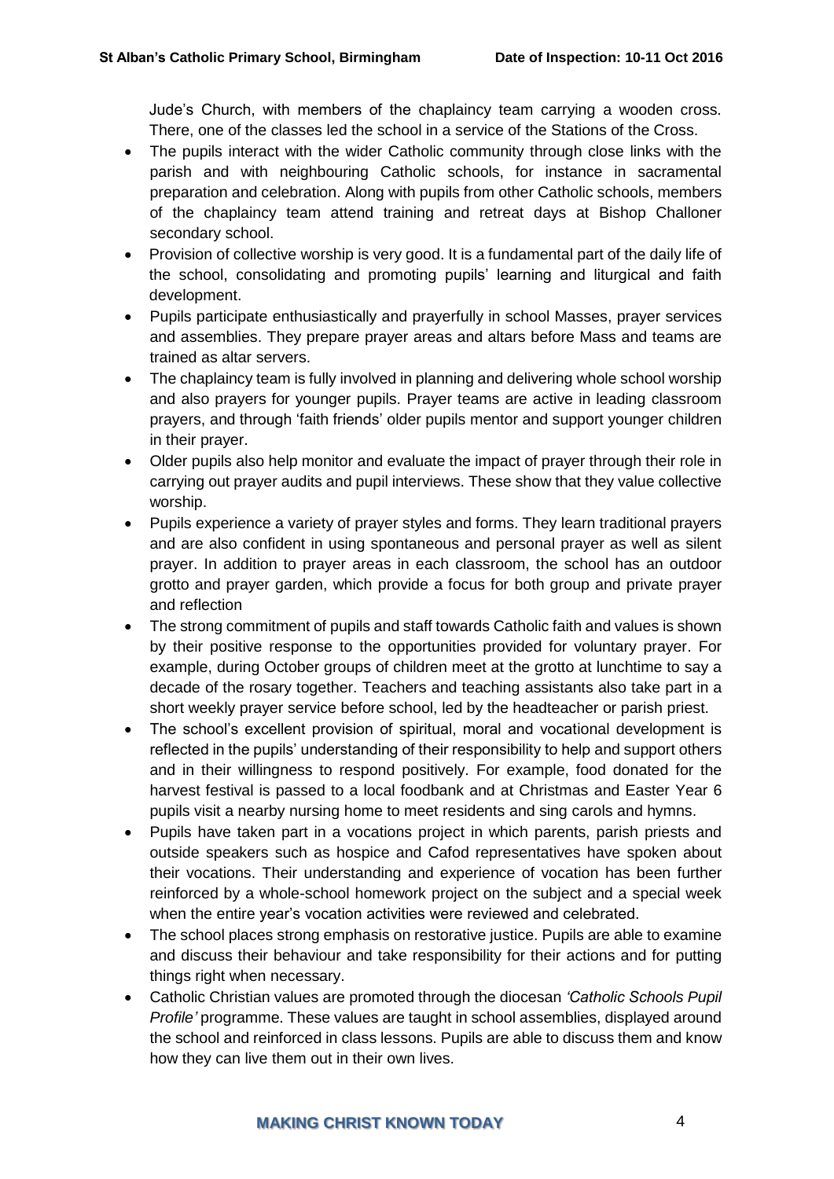Jude's Church, with members of the chaplaincy team carrying a wooden cross. There, one of the classes led the school in a service of the Stations of the Cross.

- The pupils interact with the wider Catholic community through close links with the parish and with neighbouring Catholic schools, for instance in sacramental preparation and celebration. Along with pupils from other Catholic schools, members of the chaplaincy team attend training and retreat days at Bishop Challoner secondary school.
- Provision of collective worship is very good. It is a fundamental part of the daily life of the school, consolidating and promoting pupils' learning and liturgical and faith development.
- Pupils participate enthusiastically and prayerfully in school Masses, prayer services and assemblies. They prepare prayer areas and altars before Mass and teams are trained as altar servers.
- The chaplaincy team is fully involved in planning and delivering whole school worship and also prayers for younger pupils. Prayer teams are active in leading classroom prayers, and through 'faith friends' older pupils mentor and support younger children in their prayer.
- Older pupils also help monitor and evaluate the impact of prayer through their role in carrying out prayer audits and pupil interviews. These show that they value collective worship.
- Pupils experience a variety of prayer styles and forms. They learn traditional prayers and are also confident in using spontaneous and personal prayer as well as silent prayer. In addition to prayer areas in each classroom, the school has an outdoor grotto and prayer garden, which provide a focus for both group and private prayer and reflection
- The strong commitment of pupils and staff towards Catholic faith and values is shown by their positive response to the opportunities provided for voluntary prayer. For example, during October groups of children meet at the grotto at lunchtime to say a decade of the rosary together. Teachers and teaching assistants also take part in a short weekly prayer service before school, led by the headteacher or parish priest.
- The school's excellent provision of spiritual, moral and vocational development is reflected in the pupils' understanding of their responsibility to help and support others and in their willingness to respond positively. For example, food donated for the harvest festival is passed to a local foodbank and at Christmas and Easter Year 6 pupils visit a nearby nursing home to meet residents and sing carols and hymns.
- Pupils have taken part in a vocations project in which parents, parish priests and outside speakers such as hospice and Cafod representatives have spoken about their vocations. Their understanding and experience of vocation has been further reinforced by a whole-school homework project on the subject and a special week when the entire year's vocation activities were reviewed and celebrated.
- The school places strong emphasis on restorative justice. Pupils are able to examine and discuss their behaviour and take responsibility for their actions and for putting things right when necessary.
- Catholic Christian values are promoted through the diocesan *'Catholic Schools Pupil Profile'* programme. These values are taught in school assemblies, displayed around the school and reinforced in class lessons. Pupils are able to discuss them and know how they can live them out in their own lives.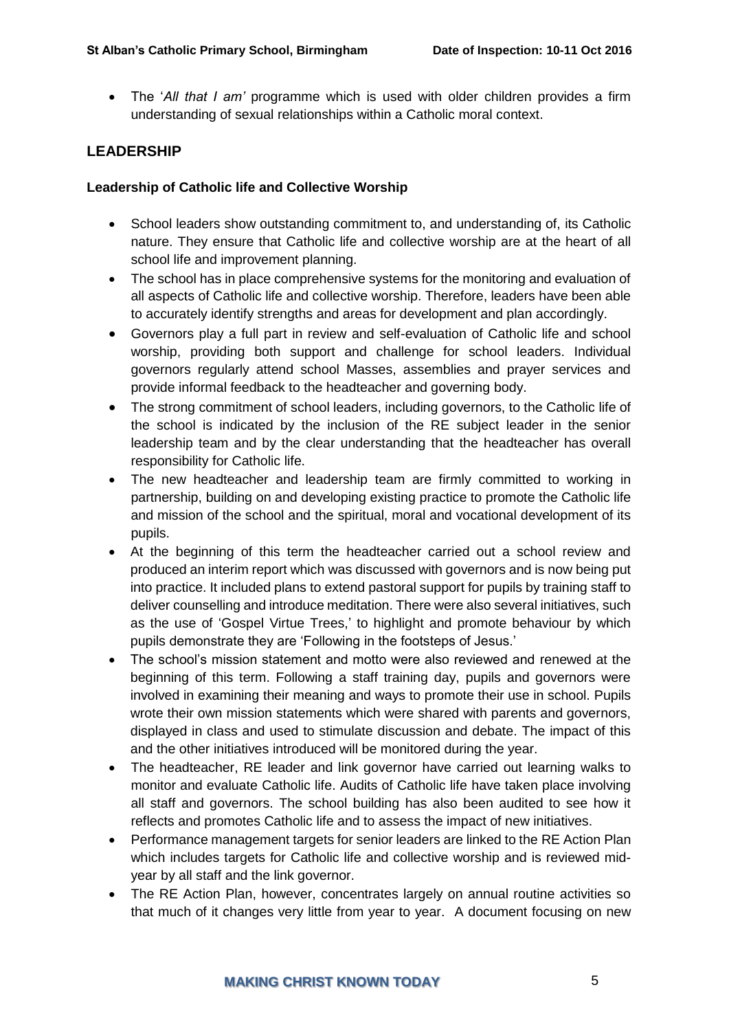- The '*All that I am'* programme which is used with older children provides a firm understanding of sexual relationships within a Catholic moral context.

## LEADERSHIP

### Leadership of Catholic life and Collective Worship

- School leaders show outstanding commitment to, and understanding of, its Catholic nature. They ensure that Catholic life and collective worship are at the heart of all school life and improvement planning.
- The school has in place comprehensive systems for the monitoring and evaluation of all aspects of Catholic life and collective worship. Therefore, leaders have been able to accurately identify strengths and areas for development and plan accordingly.
- Governors play a full part in review and self-evaluation of Catholic life and school worship, providing both support and challenge for school leaders. Individual governors regularly attend school Masses, assemblies and prayer services and provide informal feedback to the headteacher and governing body.
- The strong commitment of school leaders, including governors, to the Catholic life of the school is indicated by the inclusion of the RE subject leader in the senior leadership team and by the clear understanding that the headteacher has overall responsibility for Catholic life.
- The new headteacher and leadership team are firmly committed to working in partnership, building on and developing existing practice to promote the Catholic life and mission of the school and the spiritual, moral and vocational development of its pupils.
- At the beginning of this term the headteacher carried out a school review and produced an interim report which was discussed with governors and is now being put into practice. It included plans to extend pastoral support for pupils by training staff to deliver counselling and introduce meditation. There were also several initiatives, such as the use of 'Gospel Virtue Trees,' to highlight and promote behaviour by which pupils demonstrate they are 'Following in the footsteps of Jesus.'
- The school's mission statement and motto were also reviewed and renewed at the beginning of this term. Following a staff training day, pupils and governors were involved in examining their meaning and ways to promote their use in school. Pupils wrote their own mission statements which were shared with parents and governors, displayed in class and used to stimulate discussion and debate. The impact of this and the other initiatives introduced will be monitored during the year.
- The headteacher, RE leader and link governor have carried out learning walks to monitor and evaluate Catholic life. Audits of Catholic life have taken place involving all staff and governors. The school building has also been audited to see how it reflects and promotes Catholic life and to assess the impact of new initiatives.
- Performance management targets for senior leaders are linked to the RE Action Plan which includes targets for Catholic life and collective worship and is reviewed mid-year by all staff and the link governor.
- The RE Action Plan, however, concentrates largely on annual routine activities so that much of it changes very little from year to year. A document focusing on new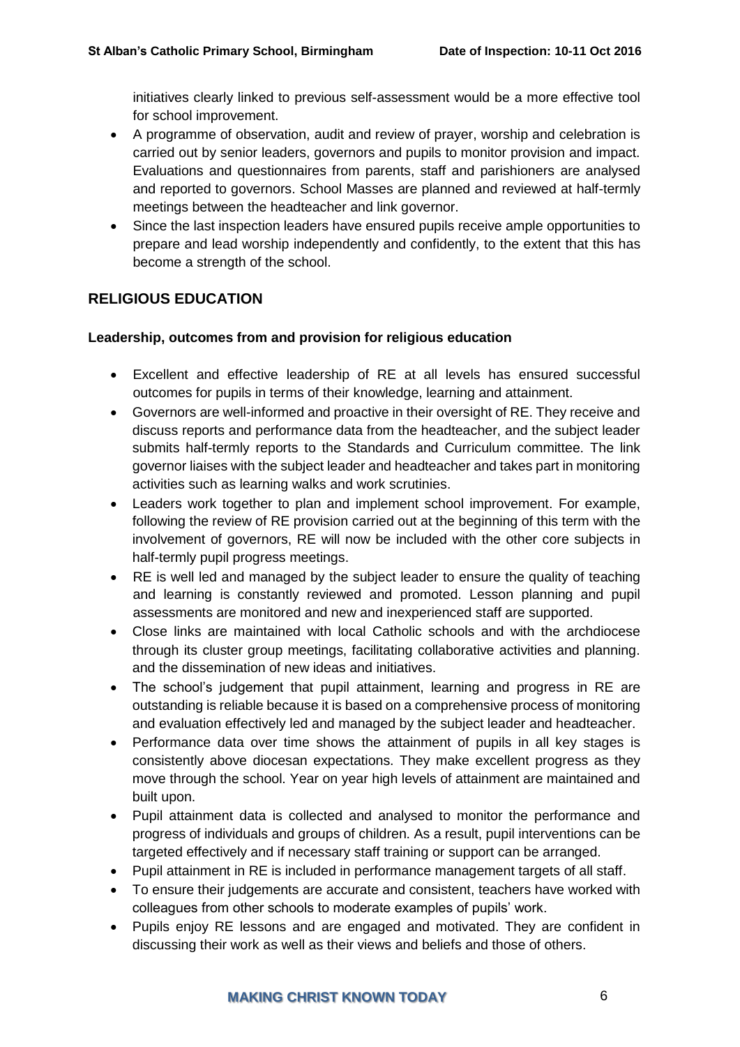initiatives clearly linked to previous self-assessment would be a more effective tool for school improvement.

- A programme of observation, audit and review of prayer, worship and celebration is carried out by senior leaders, governors and pupils to monitor provision and impact. Evaluations and questionnaires from parents, staff and parishioners are analysed and reported to governors. School Masses are planned and reviewed at half-termly meetings between the headteacher and link governor.
- Since the last inspection leaders have ensured pupils receive ample opportunities to prepare and lead worship independently and confidently, to the extent that this has become a strength of the school.

## RELIGIOUS EDUCATION

### Leadership, outcomes from and provision for religious education

- Excellent and effective leadership of RE at all levels has ensured successful outcomes for pupils in terms of their knowledge, learning and attainment.
- Governors are well-informed and proactive in their oversight of RE. They receive and discuss reports and performance data from the headteacher, and the subject leader submits half-termly reports to the Standards and Curriculum committee. The link governor liaises with the subject leader and headteacher and takes part in monitoring activities such as learning walks and work scrutinies.
- Leaders work together to plan and implement school improvement. For example, following the review of RE provision carried out at the beginning of this term with the involvement of governors, RE will now be included with the other core subjects in half-termly pupil progress meetings.
- RE is well led and managed by the subject leader to ensure the quality of teaching and learning is constantly reviewed and promoted. Lesson planning and pupil assessments are monitored and new and inexperienced staff are supported.
- Close links are maintained with local Catholic schools and with the archdiocese through its cluster group meetings, facilitating collaborative activities and planning. and the dissemination of new ideas and initiatives.
- The school's judgement that pupil attainment, learning and progress in RE are outstanding is reliable because it is based on a comprehensive process of monitoring and evaluation effectively led and managed by the subject leader and headteacher.
- Performance data over time shows the attainment of pupils in all key stages is consistently above diocesan expectations. They make excellent progress as they move through the school. Year on year high levels of attainment are maintained and built upon.
- Pupil attainment data is collected and analysed to monitor the performance and progress of individuals and groups of children. As a result, pupil interventions can be targeted effectively and if necessary staff training or support can be arranged.
- Pupil attainment in RE is included in performance management targets of all staff.
- To ensure their judgements are accurate and consistent, teachers have worked with colleagues from other schools to moderate examples of pupils' work.
- Pupils enjoy RE lessons and are engaged and motivated. They are confident in discussing their work as well as their views and beliefs and those of others.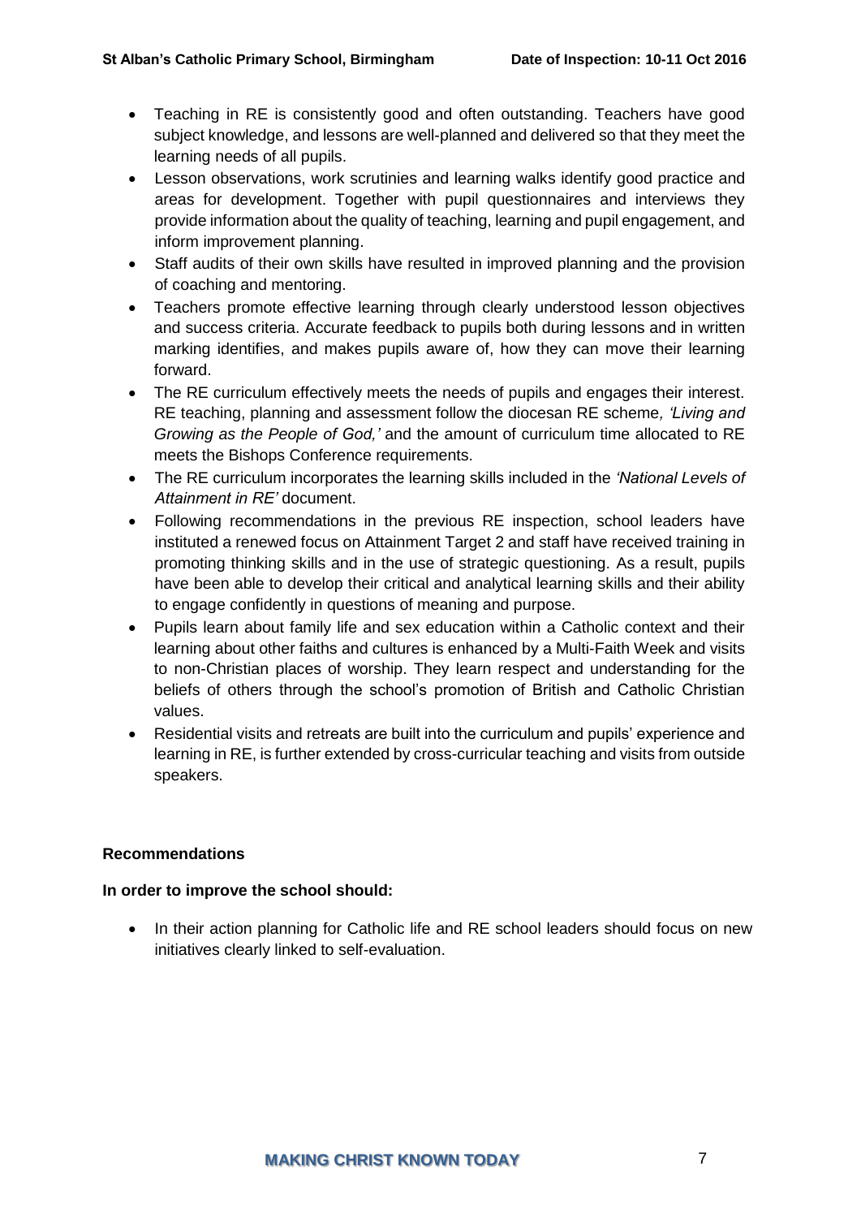- Teaching in RE is consistently good and often outstanding. Teachers have good subject knowledge, and lessons are well-planned and delivered so that they meet the learning needs of all pupils.
- Lesson observations, work scrutinies and learning walks identify good practice and areas for development. Together with pupil questionnaires and interviews they provide information about the quality of teaching, learning and pupil engagement, and inform improvement planning.
- Staff audits of their own skills have resulted in improved planning and the provision of coaching and mentoring.
- Teachers promote effective learning through clearly understood lesson objectives and success criteria. Accurate feedback to pupils both during lessons and in written marking identifies, and makes pupils aware of, how they can move their learning forward.
- The RE curriculum effectively meets the needs of pupils and engages their interest. RE teaching, planning and assessment follow the diocesan RE scheme*, 'Living and Growing as the People of God,'* and the amount of curriculum time allocated to RE meets the Bishops Conference requirements.
- The RE curriculum incorporates the learning skills included in the *'National Levels of Attainment in RE'* document.
- Following recommendations in the previous RE inspection, school leaders have instituted a renewed focus on Attainment Target 2 and staff have received training in promoting thinking skills and in the use of strategic questioning. As a result, pupils have been able to develop their critical and analytical learning skills and their ability to engage confidently in questions of meaning and purpose.
- Pupils learn about family life and sex education within a Catholic context and their learning about other faiths and cultures is enhanced by a Multi-Faith Week and visits to non-Christian places of worship. They learn respect and understanding for the beliefs of others through the school's promotion of British and Catholic Christian values.
- Residential visits and retreats are built into the curriculum and pupils' experience and learning in RE, is further extended by cross-curricular teaching and visits from outside speakers.

**Recommendations**

**In order to improve the school should:**

- In their action planning for Catholic life and RE school leaders should focus on new initiatives clearly linked to self-evaluation.